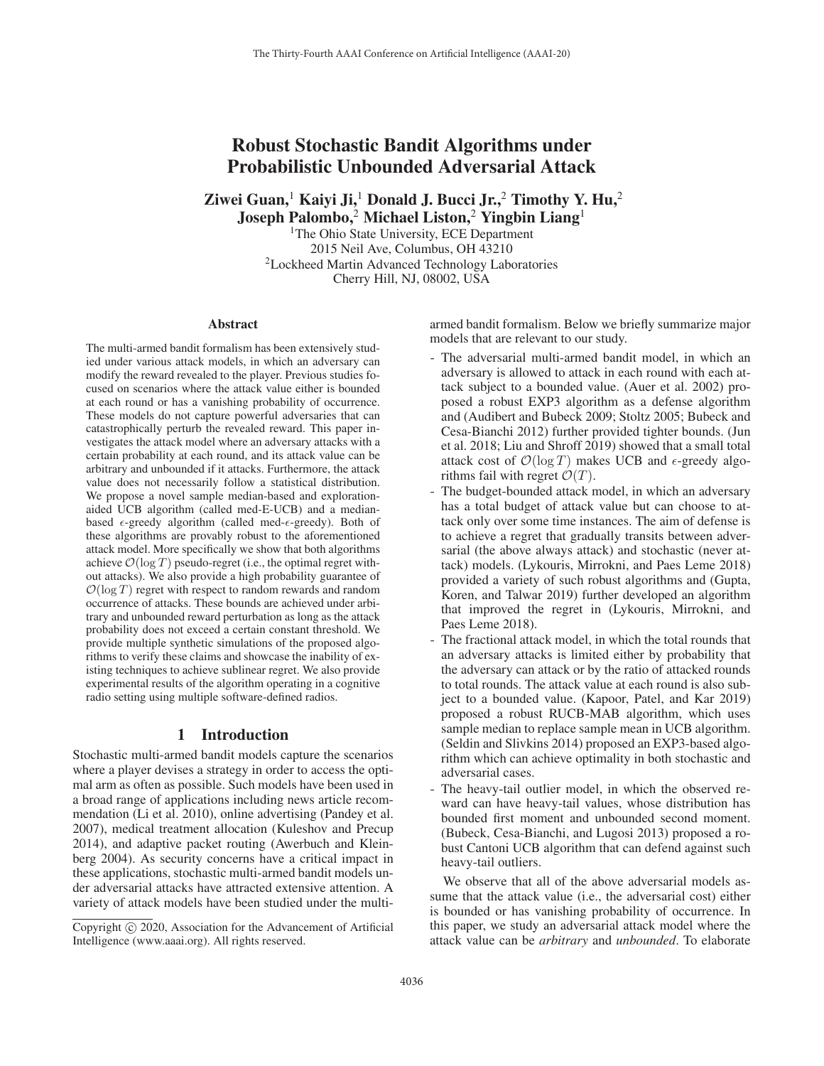# Robust Stochastic Bandit Algorithms under Probabilistic Unbounded Adversarial Attack

**Ziwei Guan,[1] Kaiyi Ji,[1] Donald J. Bucci Jr.,[2] Timothy Y. Hu,[2] Joseph Palombo,[2] Michael Liston,[2] Yingbin Liang[1]**

[1]The Ohio State University, ECE Department
2015 Neil Ave, Columbus, OH 43210
[2]Lockheed Martin Advanced Technology Laboratories
Cherry Hill, NJ, 08002, USA

## Abstract

The multi-armed bandit formalism has been extensively studied under various attack models, in which an adversary can modify the reward revealed to the player. Previous studies focused on scenarios where the attack value either is bounded at each round or has a vanishing probability of occurrence. These models do not capture powerful adversaries that can catastrophically perturb the revealed reward. This paper investigates the attack model where an adversary attacks with a certain probability at each round, and its attack value can be arbitrary and unbounded if it attacks. Furthermore, the attack value does not necessarily follow a statistical distribution. We propose a novel sample median-based and exploration-aided UCB algorithm (called med-E-UCB) and a median-based $\epsilon$-greedy algorithm (called med-$\epsilon$-greedy). Both of these algorithms are provably robust to the aforementioned attack model. More specifically we show that both algorithms achieve $\mathcal{O}(\log T)$ pseudo-regret (i.e., the optimal regret without attacks). We also provide a high probability guarantee of $\mathcal{O}(\log T)$ regret with respect to random rewards and random occurrence of attacks. These bounds are achieved under arbitrary and unbounded reward perturbation as long as the attack probability does not exceed a certain constant threshold. We provide multiple synthetic simulations of the proposed algorithms to verify these claims and showcase the inability of existing techniques to achieve sublinear regret. We also provide experimental results of the algorithm operating in a cognitive radio setting using multiple software-defined radios.

## 1 Introduction

Stochastic multi-armed bandit models capture the scenarios where a player devises a strategy in order to access the optimal arm as often as possible. Such models have been used in a broad range of applications including news article recommendation (Li et al. 2010), online advertising (Pandey et al. 2007), medical treatment allocation (Kuleshov and Precup 2014), and adaptive packet routing (Awerbuch and Kleinberg 2004). As security concerns have a critical impact in these applications, stochastic multi-armed bandit models under adversarial attacks have attracted extensive attention. A variety of attack models have been studied under the multi-armed bandit formalism. Below we briefly summarize major models that are relevant to our study.

- The adversarial multi-armed bandit model, in which an adversary is allowed to attack in each round with each attack subject to a bounded value. (Auer et al. 2002) proposed a robust EXP3 algorithm as a defense algorithm and (Audibert and Bubeck 2009; Stoltz 2005; Bubeck and Cesa-Bianchi 2012) further provided tighter bounds. (Jun et al. 2018; Liu and Shroff 2019) showed that a small total attack cost of $\mathcal{O}(\log T)$ makes UCB and $\epsilon$-greedy algorithms fail with regret $\mathcal{O}(T)$.
- The budget-bounded attack model, in which an adversary has a total budget of attack value but can choose to attack only over some time instances. The aim of defense is to achieve a regret that gradually transits between adversarial (the above always attack) and stochastic (never attack) models. (Lykouris, Mirrokni, and Paes Leme 2018) provided a variety of such robust algorithms and (Gupta, Koren, and Talwar 2019) further developed an algorithm that improved the regret in (Lykouris, Mirrokni, and Paes Leme 2018).
- The fractional attack model, in which the total rounds that an adversary attacks is limited either by probability that the adversary can attack or by the ratio of attacked rounds to total rounds. The attack value at each round is also subject to a bounded value. (Kapoor, Patel, and Kar 2019) proposed a robust RUCB-MAB algorithm, which uses sample median to replace sample mean in UCB algorithm. (Seldin and Slivkins 2014) proposed an EXP3-based algorithm which can achieve optimality in both stochastic and adversarial cases.
- The heavy-tail outlier model, in which the observed reward can have heavy-tail values, whose distribution has bounded first moment and unbounded second moment. (Bubeck, Cesa-Bianchi, and Lugosi 2013) proposed a robust Cantoni UCB algorithm that can defend against such heavy-tail outliers.

We observe that all of the above adversarial models assume that the attack value (i.e., the adversarial cost) either is bounded or has vanishing probability of occurrence. In this paper, we study an adversarial attack model where the attack value can be *arbitrary* and *unbounded*. To elaborate

Copyright © 2020, Association for the Advancement of Artificial Intelligence (www.aaai.org). All rights reserved.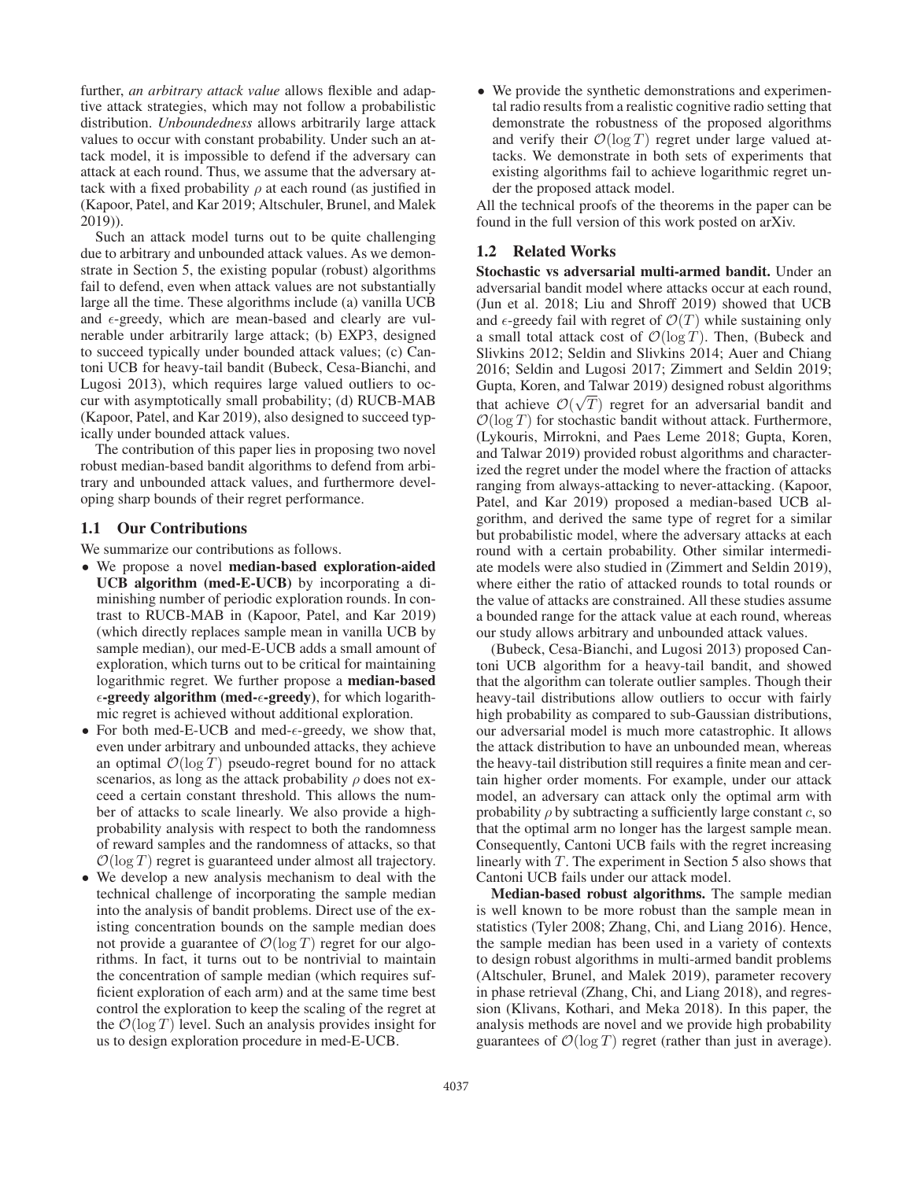further, *an arbitrary attack value* allows flexible and adaptive attack strategies, which may not follow a probabilistic distribution. *Unboundedness* allows arbitrarily large attack values to occur with constant probability. Under such an attack model, it is impossible to defend if the adversary can attack at each round. Thus, we assume that the adversary attack with a fixed probability $\rho$ at each round (as justified in (Kapoor, Patel, and Kar 2019; Altschuler, Brunel, and Malek 2019)).

Such an attack model turns out to be quite challenging due to arbitrary and unbounded attack values. As we demonstrate in Section 5, the existing popular (robust) algorithms fail to defend, even when attack values are not substantially large all the time. These algorithms include (a) vanilla UCB and $\epsilon$-greedy, which are mean-based and clearly are vulnerable under arbitrarily large attack; (b) EXP3, designed to succeed typically under bounded attack values; (c) Cantoni UCB for heavy-tail bandit (Bubeck, Cesa-Bianchi, and Lugosi 2013), which requires large valued outliers to occur with asymptotically small probability; (d) RUCB-MAB (Kapoor, Patel, and Kar 2019), also designed to succeed typically under bounded attack values.

The contribution of this paper lies in proposing two novel robust median-based bandit algorithms to defend from arbitrary and unbounded attack values, and furthermore developing sharp bounds of their regret performance.

### 1.1 Our Contributions

We summarize our contributions as follows.

- We propose a novel **median-based exploration-aided UCB algorithm (med-E-UCB)** by incorporating a diminishing number of periodic exploration rounds. In contrast to RUCB-MAB in (Kapoor, Patel, and Kar 2019) (which directly replaces sample mean in vanilla UCB by sample median), our med-E-UCB adds a small amount of exploration, which turns out to be critical for maintaining logarithmic regret. We further propose a **median-based $\epsilon$-greedy algorithm (med-$\epsilon$-greedy)**, for which logarithmic regret is achieved without additional exploration.
- For both med-E-UCB and med-$\epsilon$-greedy, we show that, even under arbitrary and unbounded attacks, they achieve an optimal $\mathcal{O}(\log T)$ pseudo-regret bound for no attack scenarios, as long as the attack probability $\rho$ does not exceed a certain constant threshold. This allows the number of attacks to scale linearly. We also provide a high-probability analysis with respect to both the randomness of reward samples and the randomness of attacks, so that $\mathcal{O}(\log T)$ regret is guaranteed under almost all trajectory.
- We develop a new analysis mechanism to deal with the technical challenge of incorporating the sample median into the analysis of bandit problems. Direct use of the existing concentration bounds on the sample median does not provide a guarantee of $\mathcal{O}(\log T)$ regret for our algorithms. In fact, it turns out to be nontrivial to maintain the concentration of sample median (which requires sufficient exploration of each arm) and at the same time best control the exploration to keep the scaling of the regret at the $\mathcal{O}(\log T)$ level. Such an analysis provides insight for us to design exploration procedure in med-E-UCB.
- We provide the synthetic demonstrations and experimental radio results from a realistic cognitive radio setting that demonstrate the robustness of the proposed algorithms and verify their $\mathcal{O}(\log T)$ regret under large valued attacks. We demonstrate in both sets of experiments that existing algorithms fail to achieve logarithmic regret under the proposed attack model.

All the technical proofs of the theorems in the paper can be found in the full version of this work posted on arXiv.

### 1.2 Related Works

**Stochastic vs adversarial multi-armed bandit.** Under an adversarial bandit model where attacks occur at each round, (Jun et al. 2018; Liu and Shroff 2019) showed that UCB and $\epsilon$-greedy fail with regret of $\mathcal{O}(T)$ while sustaining only a small total attack cost of $\mathcal{O}(\log T)$. Then, (Bubeck and Slivkins 2012; Seldin and Slivkins 2014; Auer and Chiang 2016; Seldin and Lugosi 2017; Zimmert and Seldin 2019; Gupta, Koren, and Talwar 2019) designed robust algorithms that achieve $\mathcal{O}(\sqrt{T})$ regret for an adversarial bandit and $\mathcal{O}(\log T)$ for stochastic bandit without attack. Furthermore, (Lykouris, Mirrokni, and Paes Leme 2018; Gupta, Koren, and Talwar 2019) provided robust algorithms and characterized the regret under the model where the fraction of attacks ranging from always-attacking to never-attacking. (Kapoor, Patel, and Kar 2019) proposed a median-based UCB algorithm, and derived the same type of regret for a similar but probabilistic model, where the adversary attacks at each round with a certain probability. Other similar intermediate models were also studied in (Zimmert and Seldin 2019), where either the ratio of attacked rounds to total rounds or the value of attacks are constrained. All these studies assume a bounded range for the attack value at each round, whereas our study allows arbitrary and unbounded attack values.

(Bubeck, Cesa-Bianchi, and Lugosi 2013) proposed Cantoni UCB algorithm for a heavy-tail bandit, and showed that the algorithm can tolerate outlier samples. Though their heavy-tail distributions allow outliers to occur with fairly high probability as compared to sub-Gaussian distributions, our adversarial model is much more catastrophic. It allows the attack distribution to have an unbounded mean, whereas the heavy-tail distribution still requires a finite mean and certain higher order moments. For example, under our attack model, an adversary can attack only the optimal arm with probability $\rho$ by subtracting a sufficiently large constant $c$, so that the optimal arm no longer has the largest sample mean. Consequently, Cantoni UCB fails with the regret increasing linearly with $T$. The experiment in Section 5 also shows that Cantoni UCB fails under our attack model.

**Median-based robust algorithms.** The sample median is well known to be more robust than the sample mean in statistics (Tyler 2008; Zhang, Chi, and Liang 2016). Hence, the sample median has been used in a variety of contexts to design robust algorithms in multi-armed bandit problems (Altschuler, Brunel, and Malek 2019), parameter recovery in phase retrieval (Zhang, Chi, and Liang 2018), and regression (Klivans, Kothari, and Meka 2018). In this paper, the analysis methods are novel and we provide high probability guarantees of $\mathcal{O}(\log T)$ regret (rather than just in average).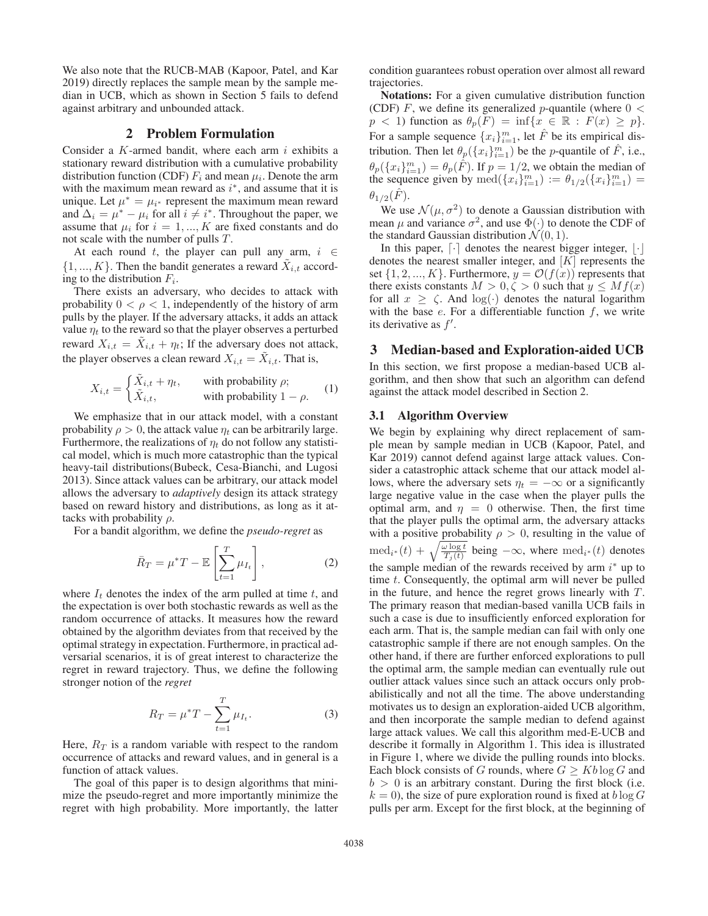We also note that the RUCB-MAB (Kapoor, Patel, and Kar 2019) directly replaces the sample mean by the sample median in UCB, which as shown in Section 5 fails to defend against arbitrary and unbounded attack.

## 2 Problem Formulation

Consider a $K$-armed bandit, where each arm $i$ exhibits a stationary reward distribution with a cumulative probability distribution function (CDF) $F_i$ and mean $\mu_i$. Denote the arm with the maximum mean reward as $i^*$, and assume that it is unique. Let $\mu^* = \mu_{i^*}$ represent the maximum mean reward and $\Delta_i = \mu^* - \mu_i$ for all $i \neq i^*$. Throughout the paper, we assume that $\mu_i$ for $i = 1, ..., K$ are fixed constants and do not scale with the number of pulls $T$.

At each round $t$, the player can pull any arm, $i \in \{1, ..., K\}$. Then the bandit generates a reward $\tilde{X}_{i,t}$ according to the distribution $F_i$.

There exists an adversary, who decides to attack with probability $0 < \rho < 1$, independently of the history of arm pulls by the player. If the adversary attacks, it adds an attack value $\eta_t$ to the reward so that the player observes a perturbed reward $X_{i,t} = \tilde{X}_{i,t} + \eta_t$; If the adversary does not attack, the player observes a clean reward $X_{i,t} = \tilde{X}_{i,t}$. That is,

$$X_{i,t} = \begin{cases} \tilde{X}_{i,t} + \eta_t, & \text{with probability } \rho; \\ \tilde{X}_{i,t}, & \text{with probability } 1 - \rho. \end{cases} \tag{1}$$

We emphasize that in our attack model, with a constant probability $\rho > 0$, the attack value $\eta_t$ can be arbitrarily large. Furthermore, the realizations of $\eta_t$ do not follow any statistical model, which is much more catastrophic than the typical heavy-tail distributions(Bubeck, Cesa-Bianchi, and Lugosi 2013). Since attack values can be arbitrary, our attack model allows the adversary to *adaptively* design its attack strategy based on reward history and distributions, as long as it attacks with probability $\rho$.

For a bandit algorithm, we define the *pseudo-regret* as

$$\bar{R}_T = \mu^* T - \mathbb{E}\left[\sum_{t=1}^{T} \mu_{I_t}\right], \tag{2}$$

where $I_t$ denotes the index of the arm pulled at time $t$, and the expectation is over both stochastic rewards as well as the random occurrence of attacks. It measures how the reward obtained by the algorithm deviates from that received by the optimal strategy in expectation. Furthermore, in practical adversarial scenarios, it is of great interest to characterize the regret in reward trajectory. Thus, we define the following stronger notion of the *regret*

$$R_T = \mu^* T - \sum_{t=1}^{T} \mu_{I_t}. \tag{3}$$

Here, $R_T$ is a random variable with respect to the random occurrence of attacks and reward values, and in general is a function of attack values.

The goal of this paper is to design algorithms that minimize the pseudo-regret and more importantly minimize the regret with high probability. More importantly, the latter condition guarantees robust operation over almost all reward trajectories.

**Notations:** For a given cumulative distribution function (CDF) $F$, we define its generalized $p$-quantile (where $0 < p < 1$) function as $\theta_p(F) = \inf\{x \in \mathbb{R} : F(x) \geq p\}$. For a sample sequence $\{x_i\}_{i=1}^m$, let $\hat{F}$ be its empirical distribution. Then let $\theta_p(\{x_i\}_{i=1}^m)$ be the $p$-quantile of $\hat{F}$, i.e., $\theta_p(\{x_i\}_{i=1}^m) = \theta_p(\hat{F})$. If $p = 1/2$, we obtain the median of the sequence given by $\text{med}(\{x_i\}_{i=1}^m) := \theta_{1/2}(\{x_i\}_{i=1}^m) = \theta_{1/2}(\hat{F})$.

We use $\mathcal{N}(\mu, \sigma^2)$ to denote a Gaussian distribution with mean $\mu$ and variance $\sigma^2$, and use $\Phi(\cdot)$ to denote the CDF of the standard Gaussian distribution $\mathcal{N}(0, 1)$.

In this paper, $\lceil \cdot \rceil$ denotes the nearest bigger integer, $\lfloor \cdot \rfloor$ denotes the nearest smaller integer, and $[K]$ represents the set $\{1, 2, ..., K\}$. Furthermore, $y = \mathcal{O}(f(x))$ represents that there exists constants $M > 0, \zeta > 0$ such that $y \leq Mf(x)$ for all $x \geq \zeta$. And $\log(\cdot)$ denotes the natural logarithm with the base $e$. For a differentiable function $f$, we write its derivative as $f'$.

## 3 Median-based and Exploration-aided UCB

In this section, we first propose a median-based UCB algorithm, and then show that such an algorithm can defend against the attack model described in Section 2.

### 3.1 Algorithm Overview

We begin by explaining why direct replacement of sample mean by sample median in UCB (Kapoor, Patel, and Kar 2019) cannot defend against large attack values. Consider a catastrophic attack scheme that our attack model allows, where the adversary sets $\eta_t = -\infty$ or a significantly large negative value in the case when the player pulls the optimal arm, and $\eta = 0$ otherwise. Then, the first time that the player pulls the optimal arm, the adversary attacks with a positive probability $\rho > 0$, resulting in the value of $\text{med}_{i^*}(t) + \sqrt{\frac{\omega \log t}{T_j(t)}}$ being $-\infty$, where $\text{med}_{i^*}(t)$ denotes the sample median of the rewards received by arm $i^*$ up to time $t$. Consequently, the optimal arm will never be pulled in the future, and hence the regret grows linearly with $T$. The primary reason that median-based vanilla UCB fails in such a case is due to insufficiently enforced exploration for each arm. That is, the sample median can fail with only one catastrophic sample if there are not enough samples. On the other hand, if there are further enforced explorations to pull the optimal arm, the sample median can eventually rule out outlier attack values since such an attack occurs only probabilistically and not all the time. The above understanding motivates us to design an exploration-aided UCB algorithm, and then incorporate the sample median to defend against large attack values. We call this algorithm med-E-UCB and describe it formally in Algorithm 1. This idea is illustrated in Figure 1, where we divide the pulling rounds into blocks. Each block consists of $G$ rounds, where $G \geq Kb \log G$ and $b > 0$ is an arbitrary constant. During the first block (i.e. $k = 0$), the size of pure exploration round is fixed at $b \log G$ pulls per arm. Except for the first block, at the beginning of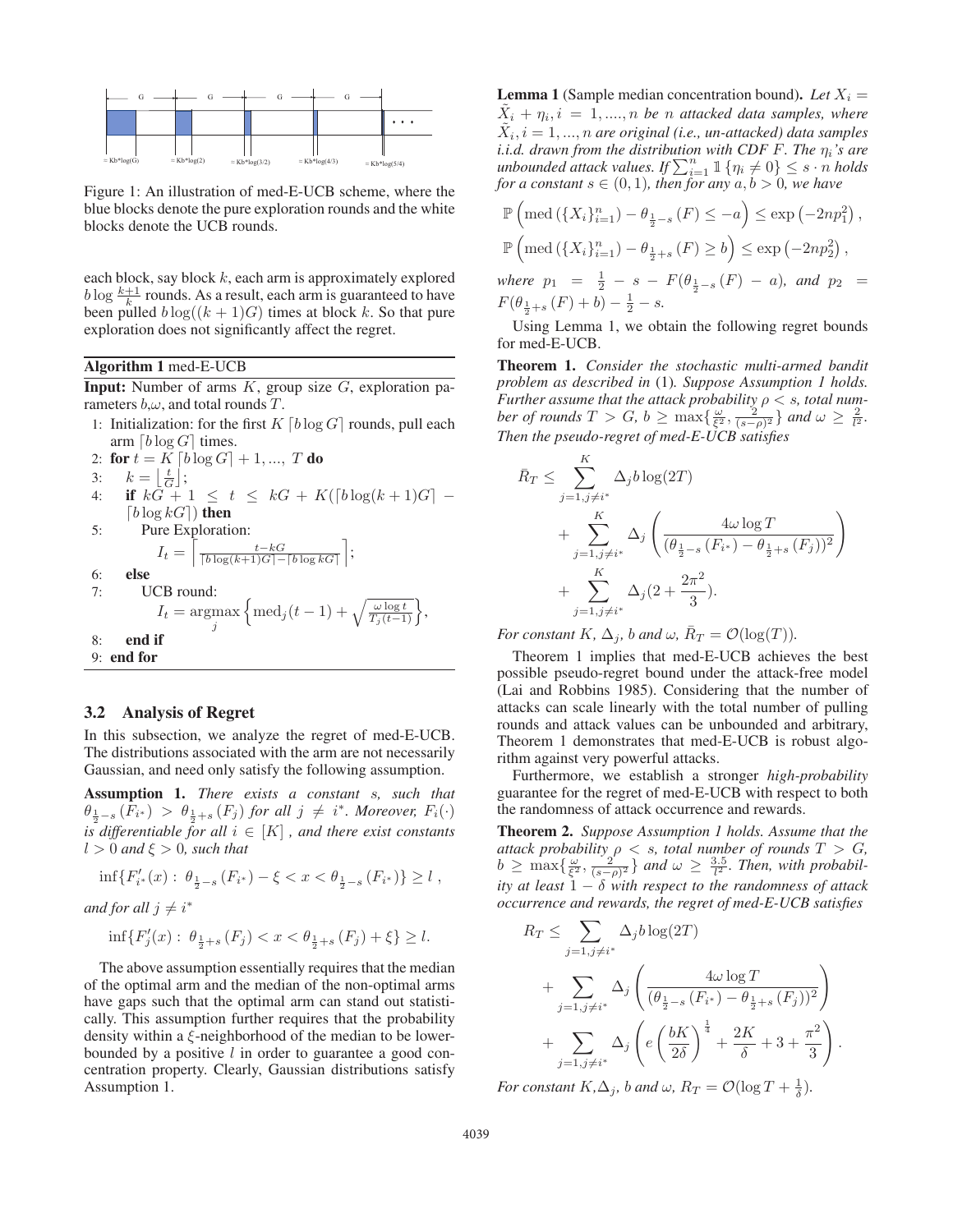Figure 1: An illustration of med-E-UCB scheme, where the blue blocks denote the pure exploration rounds and the white blocks denote the UCB rounds.

each block, say block $k$, each arm is approximately explored $b \log \frac{k+1}{k}$ rounds. As a result, each arm is guaranteed to have been pulled $b \log((k+1)G)$ times at block $k$. So that pure exploration does not significantly affect the regret.

**Algorithm 1** med-E-UCB

**Input:** Number of arms $K$, group size $G$, exploration parameters $b$,$\omega$, and total rounds $T$.

1: Initialization: for the first $K \lceil b \log G \rceil$ rounds, pull each arm $\lceil b \log G \rceil$ times.
2: **for** $t = K \lceil b \log G \rceil + 1, ..., T$ **do**
3: $\quad k = \left\lfloor \frac{t}{G} \right\rfloor$;
4: $\quad$ **if** $kG + 1 \leq t \leq kG + K(\lceil b \log(k+1)G \rceil - \lceil b \log kG \rceil)$ **then**
5: $\quad\quad$ Pure Exploration:
$$I_t = \left\lceil \frac{t - kG}{\lceil b \log(k+1)G \rceil - \lceil b \log kG \rceil} \right\rceil;$$
6: $\quad$ **else**
7: $\quad\quad$ UCB round:
$$I_t = \operatorname*{argmax}_j \left\{ \operatorname{med}_j(t-1) + \sqrt{\frac{\omega \log t}{T_j(t-1)}} \right\},$$
8: $\quad$ **end if**
9: **end for**

### 3.2 Analysis of Regret

In this subsection, we analyze the regret of med-E-UCB. The distributions associated with the arm are not necessarily Gaussian, and need only satisfy the following assumption.

**Assumption 1.** *There exists a constant $s$, such that $\theta_{\frac{1}{2}-s}(F_{i^*}) > \theta_{\frac{1}{2}+s}(F_j)$ for all $j \neq i^*$. Moreover, $F_i(\cdot)$ is differentiable for all $i \in [K]$, and there exist constants $l > 0$ and $\xi > 0$, such that*

$$\inf\{F'_{i^*}(x) : \theta_{\frac{1}{2}-s}(F_{i^*}) - \xi < x < \theta_{\frac{1}{2}-s}(F_{i^*})\} \geq l \,,$$

*and for all $j \neq i^*$*

$$\inf\{F'_j(x) : \theta_{\frac{1}{2}+s}(F_j) < x < \theta_{\frac{1}{2}+s}(F_j) + \xi\} \geq l.$$

The above assumption essentially requires that the median of the optimal arm and the median of the non-optimal arms have gaps such that the optimal arm can stand out statistically. This assumption further requires that the probability density within a $\xi$-neighborhood of the median to be lower-bounded by a positive $l$ in order to guarantee a good concentration property. Clearly, Gaussian distributions satisfy Assumption 1.

**Lemma 1** (Sample median concentration bound)**.** *Let $X_i = \tilde{X}_i + \eta_i, i = 1, ...., n$ be $n$ attacked data samples, where $\tilde{X}_i, i = 1, ..., n$ are original (i.e., un-attacked) data samples i.i.d. drawn from the distribution with CDF $F$. The $\eta_i$'s are unbounded attack values. If $\sum_{i=1}^n \mathbb{1}\{\eta_i \neq 0\} \leq s \cdot n$ holds for a constant $s \in (0, 1)$, then for any $a, b > 0$, we have*

$$\mathbb{P}\left(\operatorname{med}\left(\{X_i\}_{i=1}^n\right) - \theta_{\frac{1}{2}-s}(F) \leq -a\right) \leq \exp\left(-2np_1^2\right),$$

$$\mathbb{P}\left(\operatorname{med}\left(\{X_i\}_{i=1}^n\right) - \theta_{\frac{1}{2}+s}(F) \geq b\right) \leq \exp\left(-2np_2^2\right),$$

*where $p_1 = \frac{1}{2} - s - F(\theta_{\frac{1}{2}-s}(F) - a)$, and $p_2 = F(\theta_{\frac{1}{2}+s}(F) + b) - \frac{1}{2} - s$.*

Using Lemma 1, we obtain the following regret bounds for med-E-UCB.

**Theorem 1.** *Consider the stochastic multi-armed bandit problem as described in (1). Suppose Assumption 1 holds. Further assume that the attack probability $\rho < s$, total number of rounds $T > G$, $b \geq \max\{\frac{\omega}{\xi^2}, \frac{2}{(s-\rho)^2}\}$ and $\omega \geq \frac{2}{l^2}$. Then the pseudo-regret of med-E-UCB satisfies*

$$\begin{aligned}
\bar{R}_T \leq &\sum_{j=1, j\neq i^*}^{K} \Delta_j b \log(2T) \\
&+ \sum_{j=1, j\neq i^*}^{K} \Delta_j \left( \frac{4\omega \log T}{(\theta_{\frac{1}{2}-s}(F_{i^*}) - \theta_{\frac{1}{2}+s}(F_j))^2} \right) \\
&+ \sum_{j=1, j\neq i^*}^{K} \Delta_j (2 + \frac{2\pi^2}{3}).
\end{aligned}$$

*For constant $K$, $\Delta_j$, $b$ and $\omega$, $\bar{R}_T = \mathcal{O}(\log(T))$.*

Theorem 1 implies that med-E-UCB achieves the best possible pseudo-regret bound under the attack-free model (Lai and Robbins 1985). Considering that the number of attacks can scale linearly with the total number of pulling rounds and attack values can be unbounded and arbitrary, Theorem 1 demonstrates that med-E-UCB is robust algorithm against very powerful attacks.

Furthermore, we establish a stronger *high-probability* guarantee for the regret of med-E-UCB with respect to both the randomness of attack occurrence and rewards.

**Theorem 2.** *Suppose Assumption 1 holds. Assume that the attack probability $\rho < s$, total number of rounds $T > G$, $b \geq \max\{\frac{\omega}{\xi^2}, \frac{2}{(s-\rho)^2}\}$ and $\omega \geq \frac{3.5}{l^2}$. Then, with probability at least $1 - \delta$ with respect to the randomness of attack occurrence and rewards, the regret of med-E-UCB satisfies*

$$\begin{aligned}
R_T \leq &\sum_{j=1, j\neq i^*} \Delta_j b \log(2T) \\
&+ \sum_{j=1, j\neq i^*} \Delta_j \left( \frac{4\omega \log T}{(\theta_{\frac{1}{2}-s}(F_{i^*}) - \theta_{\frac{1}{2}+s}(F_j))^2} \right) \\
&+ \sum_{j=1, j\neq i^*} \Delta_j \left( e \left( \frac{bK}{2\delta} \right)^{\frac{1}{4}} + \frac{2K}{\delta} + 3 + \frac{\pi^2}{3} \right).
\end{aligned}$$

*For constant $K$,$\Delta_j$, $b$ and $\omega$, $R_T = \mathcal{O}(\log T + \frac{1}{\delta})$.*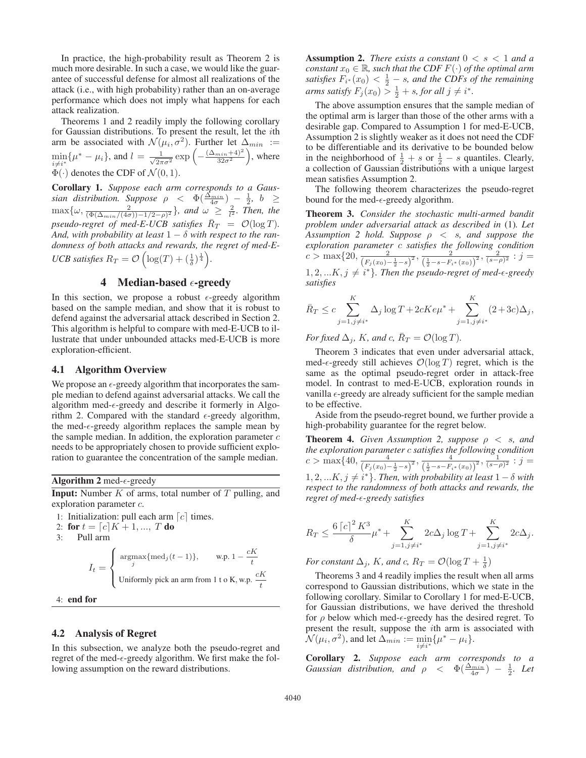In practice, the high-probability result as Theorem 2 is much more desirable. In such a case, we would like the guarantee of successful defense for almost all realizations of the attack (i.e., with high probability) rather than an on-average performance which does not imply what happens for each attack realization.

Theorems 1 and 2 readily imply the following corollary for Gaussian distributions. To present the result, let the $i$th arm be associated with $\mathcal{N}(\mu_i, \sigma^2)$. Further let $\Delta_{min} := \min_{i \neq i^*}\{\mu^* - \mu_i\}$, and $l = \frac{1}{\sqrt{2\pi\sigma^2}} \exp\left(-\frac{(\Delta_{min}+4)^2}{32\sigma^2}\right)$, where $\Phi(\cdot)$ denotes the CDF of $\mathcal{N}(0, 1)$.

**Corollary 1.** *Suppose each arm corresponds to a Gaussian distribution. Suppose $\rho < \Phi(\frac{\Delta_{min}}{4\sigma}) - \frac{1}{2}$, $b \geq \max\{\omega, \frac{2}{(\Phi(\Delta_{min}/(4\sigma))-1/2-\rho)^2}\}$, and $\omega \geq \frac{2}{l^2}$. Then, the pseudo-regret of med-E-UCB satisfies $\bar{R}_T = \mathcal{O}(\log T)$. And, with probability at least $1-\delta$ with respect to the randomness of both attacks and rewards, the regret of med-E-UCB satisfies $R_T = \mathcal{O}\left(\log(T) + (\frac{1}{\delta})^{\frac{1}{4}}\right)$.*

# 4 Median-based $\epsilon$-greedy

In this section, we propose a robust $\epsilon$-greedy algorithm based on the sample median, and show that it is robust to defend against the adversarial attack described in Section 2. This algorithm is helpful to compare with med-E-UCB to illustrate that under unbounded attacks med-E-UCB is more exploration-efficient.

## 4.1 Algorithm Overview

We propose an $\epsilon$-greedy algorithm that incorporates the sample median to defend against adversarial attacks. We call the algorithm med-$\epsilon$-greedy and describe it formerly in Algorithm 2. Compared with the standard $\epsilon$-greedy algorithm, the med-$\epsilon$-greedy algorithm replaces the sample mean by the sample median. In addition, the exploration parameter $c$ needs to be appropriately chosen to provide sufficient exploration to guarantee the concentration of the sample median.

**Algorithm 2** med-$\epsilon$-greedy

**Input:** Number $K$ of arms, total number of $T$ pulling, and exploration parameter $c$.

1: Initialization: pull each arm $\lceil c \rceil$ times.
2: **for** $t = \lceil c \rceil K+1, ..., T$ **do**
3: Pull arm

$$I_t = \begin{cases} \underset{j}{\text{argmax}}\{\text{med}_j(t-1)\}, & \text{w.p. } 1 - \frac{cK}{t} \\ \text{Uniformly pick an arm from 1 t o K, w.p. } \frac{cK}{t} \end{cases}$$

4: **end for**

## 4.2 Analysis of Regret

In this subsection, we analyze both the pseudo-regret and regret of the med-$\epsilon$-greedy algorithm. We first make the following assumption on the reward distributions.

**Assumption 2.** *There exists a constant $0 < s < 1$ and a constant $x_0 \in \mathbb{R}$, such that the CDF $F(\cdot)$ of the optimal arm satisfies $F_{i^*}(x_0) < \frac{1}{2} - s$, and the CDFs of the remaining arms satisfy $F_j(x_0) > \frac{1}{2} + s$, for all $j \neq i^*$.*

The above assumption ensures that the sample median of the optimal arm is larger than those of the other arms with a desirable gap. Compared to Assumption 1 for med-E-UCB, Assumption 2 is slightly weaker as it does not need the CDF to be differentiable and its derivative to be bounded below in the neighborhood of $\frac{1}{2} + s$ or $\frac{1}{2} - s$ quantiles. Clearly, a collection of Gaussian distributions with a unique largest mean satisfies Assumption 2.

The following theorem characterizes the pseudo-regret bound for the med-$\epsilon$-greedy algorithm.

**Theorem 3.** *Consider the stochastic multi-armed bandit problem under adversarial attack as described in (1). Let Assumption 2 hold. Suppose $\rho < s$, and suppose the exploration parameter $c$ satisfies the following condition $c > \max\{20, \frac{2}{\left(F_j(x_0)-\frac{1}{2}-s\right)^2}, \frac{2}{\left(\frac{1}{2}-s-F_{i^*}(x_0)\right)^2}, \frac{2}{(s-\rho)^2} : j = 1, 2, ...K, j \neq i^*\}$. Then the pseudo-regret of med-$\epsilon$-greedy satisfies*

$$\bar{R}_T \leq c \sum_{j=1, j\neq i^*}^{K} \Delta_j \log T + 2cKe\mu^* + \sum_{j=1, j\neq i^*}^{K} (2+3c)\Delta_j,$$

*For fixed $\Delta_j$, $K$, and $c$, $\bar{R}_T = \mathcal{O}(\log T)$.*

Theorem 3 indicates that even under adversarial attack, med-$\epsilon$-greedy still achieves $\mathcal{O}(\log T)$ regret, which is the same as the optimal pseudo-regret order in attack-free model. In contrast to med-E-UCB, exploration rounds in vanilla $\epsilon$-greedy are already sufficient for the sample median to be effective.

Aside from the pseudo-regret bound, we further provide a high-probability guarantee for the regret below.

**Theorem 4.** *Given Assumption 2, suppose $\rho < s$, and the exploration parameter $c$ satisfies the following condition $c > \max\{40, \frac{4}{\left(F_j(x_0)-\frac{1}{2}-s\right)^2}, \frac{4}{\left(\frac{1}{2}-s-F_{i^*}(x_0)\right)^2}, \frac{1}{(s-\rho)^2} : j = 1, 2, ...K, j \neq i^*\}$. Then, with probability at least $1-\delta$ with respect to the randomness of both attacks and rewards, the regret of med-$\epsilon$-greedy satisfies*

$$R_T \leq \frac{6\lceil c \rceil^2 K^3}{\delta}\mu^* + \sum_{j=1, j\neq i^*}^{K} 2c\Delta_j \log T + \sum_{j=1, j\neq i^*}^{K} 2c\Delta_j.$$

*For constant $\Delta_j$, $K$, and $c$, $R_T = \mathcal{O}(\log T + \frac{1}{\delta})$*

Theorems 3 and 4 readily implies the result when all arms correspond to Gaussian distributions, which we state in the following corollary. Similar to Corollary 1 for med-E-UCB, for Gaussian distributions, we have derived the threshold for $\rho$ below which med-$\epsilon$-greedy has the desired regret. To present the result, suppose the $i$th arm is associated with $\mathcal{N}(\mu_i, \sigma^2)$, and let $\Delta_{min} := \min_{i \neq i^*}\{\mu^* - \mu_i\}$.

**Corollary 2.** *Suppose each arm corresponds to a Gaussian distribution, and $\rho < \Phi(\frac{\Delta_{min}}{4\sigma}) - \frac{1}{2}$. Let*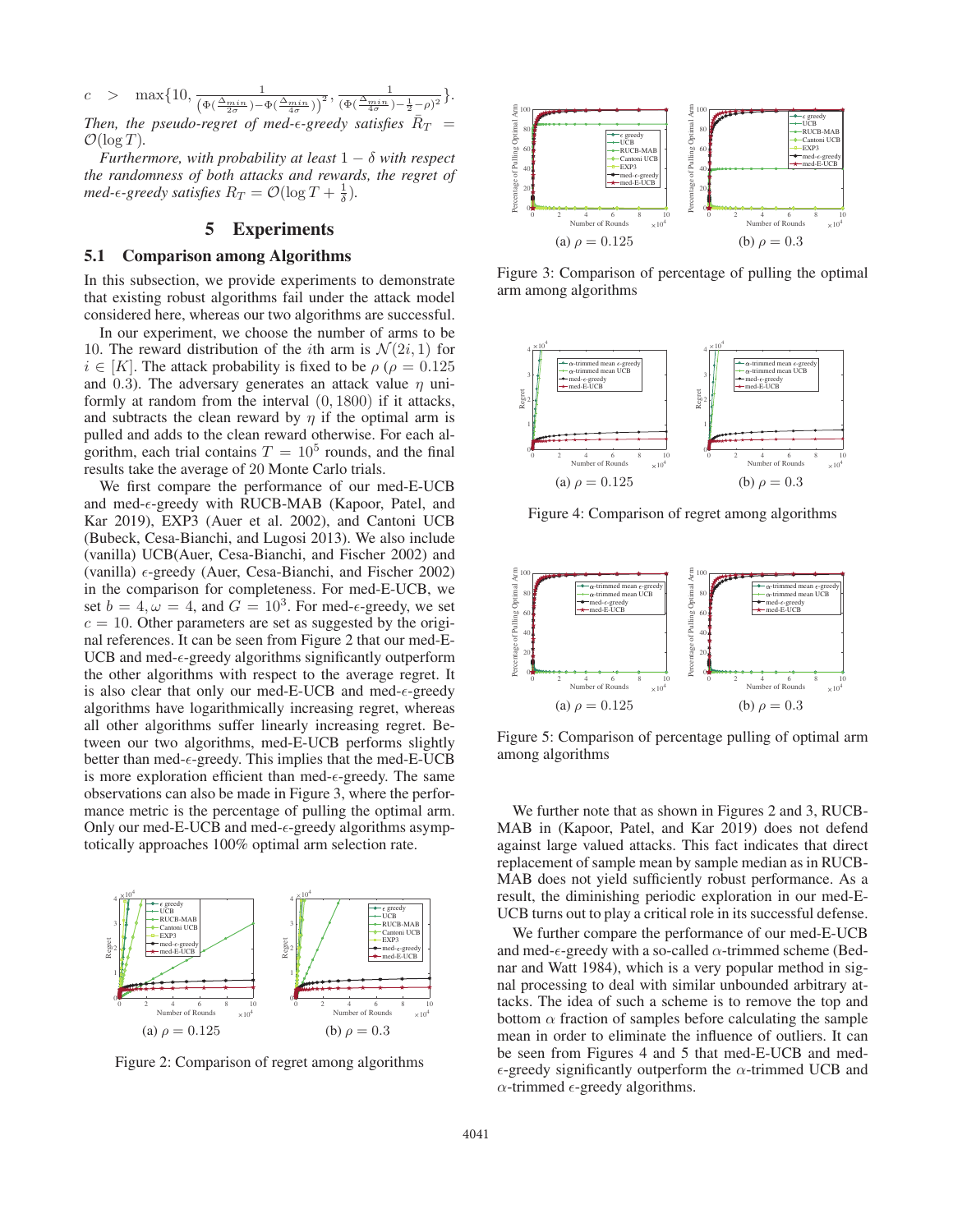$c > \max\{10, \frac{1}{(\Phi(\frac{\Delta_{min}}{2\sigma}) - \Phi(\frac{\Delta_{min}}{4\sigma}))^2}, \frac{1}{(\Phi(\frac{\Delta_{min}}{4\sigma}) - \frac{1}{2} - \rho)^2}\}$.

*Then, the pseudo-regret of med-$\epsilon$-greedy satisfies $\bar{R}_T = \mathcal{O}(\log T)$.*

*Furthermore, with probability at least $1 - \delta$ with respect the randomness of both attacks and rewards, the regret of med-$\epsilon$-greedy satisfies $R_T = \mathcal{O}(\log T + \frac{1}{\delta})$.*

# 5 Experiments

## 5.1 Comparison among Algorithms

In this subsection, we provide experiments to demonstrate that existing robust algorithms fail under the attack model considered here, whereas our two algorithms are successful.

In our experiment, we choose the number of arms to be 10. The reward distribution of the $i$th arm is $\mathcal{N}(2i, 1)$ for $i \in [K]$. The attack probability is fixed to be $\rho$ ($\rho = 0.125$ and 0.3). The adversary generates an attack value $\eta$ uniformly at random from the interval $(0, 1800)$ if it attacks, and subtracts the clean reward by $\eta$ if the optimal arm is pulled and adds to the clean reward otherwise. For each algorithm, each trial contains $T = 10^5$ rounds, and the final results take the average of 20 Monte Carlo trials.

We first compare the performance of our med-E-UCB and med-$\epsilon$-greedy with RUCB-MAB (Kapoor, Patel, and Kar 2019), EXP3 (Auer et al. 2002), and Cantoni UCB (Bubeck, Cesa-Bianchi, and Lugosi 2013). We also include (vanilla) UCB(Auer, Cesa-Bianchi, and Fischer 2002) and (vanilla) $\epsilon$-greedy (Auer, Cesa-Bianchi, and Fischer 2002) in the comparison for completeness. For med-E-UCB, we set $b = 4, \omega = 4$, and $G = 10^3$. For med-$\epsilon$-greedy, we set $c = 10$. Other parameters are set as suggested by the original references. It can be seen from Figure 2 that our med-E-UCB and med-$\epsilon$-greedy algorithms significantly outperform the other algorithms with respect to the average regret. It is also clear that only our med-E-UCB and med-$\epsilon$-greedy algorithms have logarithmically increasing regret, whereas all other algorithms suffer linearly increasing regret. Between our two algorithms, med-E-UCB performs slightly better than med-$\epsilon$-greedy. This implies that the med-E-UCB is more exploration efficient than med-$\epsilon$-greedy. The same observations can also be made in Figure 3, where the performance metric is the percentage of pulling the optimal arm. Only our med-E-UCB and med-$\epsilon$-greedy algorithms asymptotically approaches 100% optimal arm selection rate.

(a) $\rho = 0.125$ (b) $\rho = 0.3$

Figure 2: Comparison of regret among algorithms

(a) $\rho = 0.125$ (b) $\rho = 0.3$

Figure 3: Comparison of percentage of pulling the optimal arm among algorithms

(a) $\rho = 0.125$ (b) $\rho = 0.3$

Figure 4: Comparison of regret among algorithms

(a) $\rho = 0.125$ (b) $\rho = 0.3$

Figure 5: Comparison of percentage pulling of optimal arm among algorithms

We further note that as shown in Figures 2 and 3, RUCB-MAB in (Kapoor, Patel, and Kar 2019) does not defend against large valued attacks. This fact indicates that direct replacement of sample mean by sample median as in RUCB-MAB does not yield sufficiently robust performance. As a result, the diminishing periodic exploration in our med-E-UCB turns out to play a critical role in its successful defense.

We further compare the performance of our med-E-UCB and med-$\epsilon$-greedy with a so-called $\alpha$-trimmed scheme (Bednar and Watt 1984), which is a very popular method in signal processing to deal with similar unbounded arbitrary attacks. The idea of such a scheme is to remove the top and bottom $\alpha$ fraction of samples before calculating the sample mean in order to eliminate the influence of outliers. It can be seen from Figures 4 and 5 that med-E-UCB and med-$\epsilon$-greedy significantly outperform the $\alpha$-trimmed UCB and $\alpha$-trimmed $\epsilon$-greedy algorithms.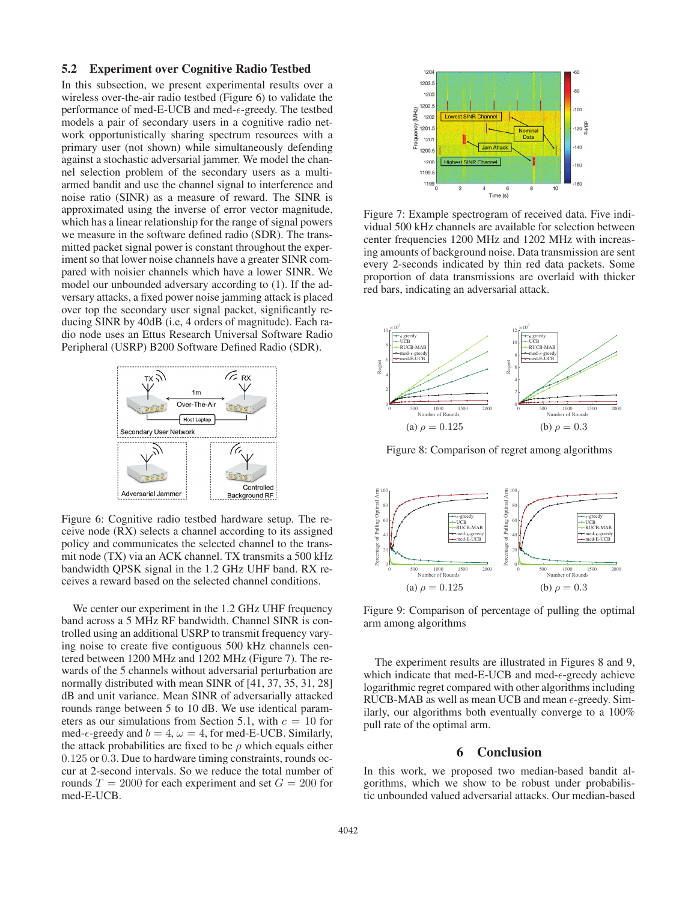## 5.2 Experiment over Cognitive Radio Testbed

In this subsection, we present experimental results over a wireless over-the-air radio testbed (Figure 6) to validate the performance of med-E-UCB and med-$\epsilon$-greedy. The testbed models a pair of secondary users in a cognitive radio network opportunistically sharing spectrum resources with a primary user (not shown) while simultaneously defending against a stochastic adversarial jammer. We model the channel selection problem of the secondary users as a multi-armed bandit and use the channel signal to interference and noise ratio (SINR) as a measure of reward. The SINR is approximated using the inverse of error vector magnitude, which has a linear relationship for the range of signal powers we measure in the software defined radio (SDR). The transmitted packet signal power is constant throughout the experiment so that lower noise channels have a greater SINR compared with noisier channels which have a lower SINR. We model our unbounded adversary according to (1). If the adversary attacks, a fixed power noise jamming attack is placed over top the secondary user signal packet, significantly reducing SINR by 40dB (i.e, 4 orders of magnitude). Each radio node uses an Ettus Research Universal Software Radio Peripheral (USRP) B200 Software Defined Radio (SDR).

Figure 6: Cognitive radio testbed hardware setup. The receive node (RX) selects a channel according to its assigned policy and communicates the selected channel to the transmit node (TX) via an ACK channel. TX transmits a 500 kHz bandwidth QPSK signal in the 1.2 GHz UHF band. RX receives a reward based on the selected channel conditions.

We center our experiment in the 1.2 GHz UHF frequency band across a 5 MHz RF bandwidth. Channel SINR is controlled using an additional USRP to transmit frequency varying noise to create five contiguous 500 kHz channels centered between 1200 MHz and 1202 MHz (Figure 7). The rewards of the 5 channels without adversarial perturbation are normally distributed with mean SINR of [41, 37, 35, 31, 28] dB and unit variance. Mean SINR of adversarially attacked rounds range between 5 to 10 dB. We use identical parameters as our simulations from Section 5.1, with $c = 10$ for med-$\epsilon$-greedy and $b = 4, \omega = 4$, for med-E-UCB. Similarly, the attack probabilities are fixed to be $\rho$ which equals either 0.125 or 0.3. Due to hardware timing constraints, rounds occur at 2-second intervals. So we reduce the total number of rounds $T = 2000$ for each experiment and set $G = 200$ for med-E-UCB.

Figure 7: Example spectrogram of received data. Five individual 500 kHz channels are available for selection between center frequencies 1200 MHz and 1202 MHz with increasing amounts of background noise. Data transmission are sent every 2-seconds indicated by thin red data packets. Some proportion of data transmissions are overlaid with thicker red bars, indicating an adversarial attack.

(a) $\rho = 0.125$ (b) $\rho = 0.3$

Figure 8: Comparison of regret among algorithms

(a) $\rho = 0.125$ (b) $\rho = 0.3$

Figure 9: Comparison of percentage of pulling the optimal arm among algorithms

The experiment results are illustrated in Figures 8 and 9, which indicate that med-E-UCB and med-$\epsilon$-greedy achieve logarithmic regret compared with other algorithms including RUCB-MAB as well as mean UCB and mean $\epsilon$-greedy. Similarly, our algorithms both eventually converge to a 100% pull rate of the optimal arm.

# 6 Conclusion

In this work, we proposed two median-based bandit algorithms, which we show to be robust under probabilistic unbounded valued adversarial attacks. Our median-based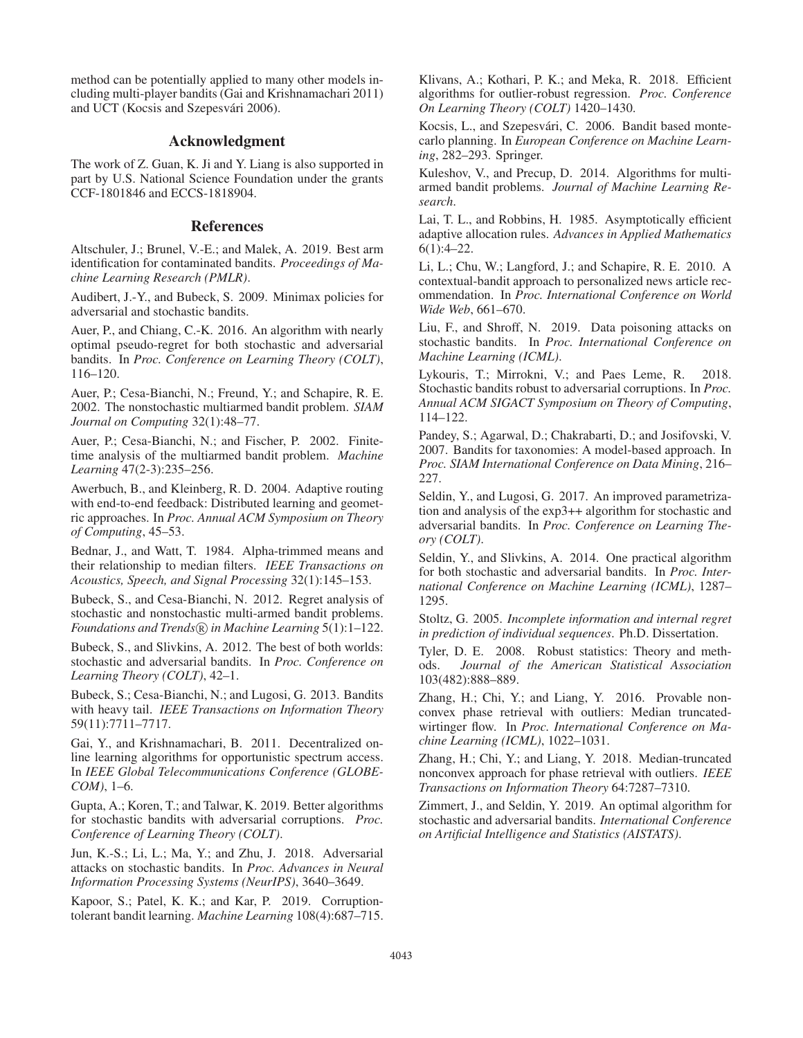method can be potentially applied to many other models including multi-player bandits (Gai and Krishnamachari 2011) and UCT (Kocsis and Szepesvári 2006).

## Acknowledgment

The work of Z. Guan, K. Ji and Y. Liang is also supported in part by U.S. National Science Foundation under the grants CCF-1801846 and ECCS-1818904.

## References

Altschuler, J.; Brunel, V.-E.; and Malek, A. 2019. Best arm identification for contaminated bandits. *Proceedings of Machine Learning Research (PMLR)*.

Audibert, J.-Y., and Bubeck, S. 2009. Minimax policies for adversarial and stochastic bandits.

Auer, P., and Chiang, C.-K. 2016. An algorithm with nearly optimal pseudo-regret for both stochastic and adversarial bandits. In *Proc. Conference on Learning Theory (COLT)*, 116–120.

Auer, P.; Cesa-Bianchi, N.; Freund, Y.; and Schapire, R. E. 2002. The nonstochastic multiarmed bandit problem. *SIAM Journal on Computing* 32(1):48–77.

Auer, P.; Cesa-Bianchi, N.; and Fischer, P. 2002. Finite-time analysis of the multiarmed bandit problem. *Machine Learning* 47(2-3):235–256.

Awerbuch, B., and Kleinberg, R. D. 2004. Adaptive routing with end-to-end feedback: Distributed learning and geometric approaches. In *Proc. Annual ACM Symposium on Theory of Computing*, 45–53.

Bednar, J., and Watt, T. 1984. Alpha-trimmed means and their relationship to median filters. *IEEE Transactions on Acoustics, Speech, and Signal Processing* 32(1):145–153.

Bubeck, S., and Cesa-Bianchi, N. 2012. Regret analysis of stochastic and nonstochastic multi-armed bandit problems. *Foundations and Trends® in Machine Learning* 5(1):1–122.

Bubeck, S., and Slivkins, A. 2012. The best of both worlds: stochastic and adversarial bandits. In *Proc. Conference on Learning Theory (COLT)*, 42–1.

Bubeck, S.; Cesa-Bianchi, N.; and Lugosi, G. 2013. Bandits with heavy tail. *IEEE Transactions on Information Theory* 59(11):7711–7717.

Gai, Y., and Krishnamachari, B. 2011. Decentralized online learning algorithms for opportunistic spectrum access. In *IEEE Global Telecommunications Conference (GLOBECOM)*, 1–6.

Gupta, A.; Koren, T.; and Talwar, K. 2019. Better algorithms for stochastic bandits with adversarial corruptions. *Proc. Conference of Learning Theory (COLT)*.

Jun, K.-S.; Li, L.; Ma, Y.; and Zhu, J. 2018. Adversarial attacks on stochastic bandits. In *Proc. Advances in Neural Information Processing Systems (NeurIPS)*, 3640–3649.

Kapoor, S.; Patel, K. K.; and Kar, P. 2019. Corruption-tolerant bandit learning. *Machine Learning* 108(4):687–715.

Klivans, A.; Kothari, P. K.; and Meka, R. 2018. Efficient algorithms for outlier-robust regression. *Proc. Conference On Learning Theory (COLT)* 1420–1430.

Kocsis, L., and Szepesvári, C. 2006. Bandit based monte-carlo planning. In *European Conference on Machine Learning*, 282–293. Springer.

Kuleshov, V., and Precup, D. 2014. Algorithms for multi-armed bandit problems. *Journal of Machine Learning Research*.

Lai, T. L., and Robbins, H. 1985. Asymptotically efficient adaptive allocation rules. *Advances in Applied Mathematics* 6(1):4–22.

Li, L.; Chu, W.; Langford, J.; and Schapire, R. E. 2010. A contextual-bandit approach to personalized news article recommendation. In *Proc. International Conference on World Wide Web*, 661–670.

Liu, F., and Shroff, N. 2019. Data poisoning attacks on stochastic bandits. In *Proc. International Conference on Machine Learning (ICML)*.

Lykouris, T.; Mirrokni, V.; and Paes Leme, R. 2018. Stochastic bandits robust to adversarial corruptions. In *Proc. Annual ACM SIGACT Symposium on Theory of Computing*, 114–122.

Pandey, S.; Agarwal, D.; Chakrabarti, D.; and Josifovski, V. 2007. Bandits for taxonomies: A model-based approach. In *Proc. SIAM International Conference on Data Mining*, 216–227.

Seldin, Y., and Lugosi, G. 2017. An improved parametrization and analysis of the exp3++ algorithm for stochastic and adversarial bandits. In *Proc. Conference on Learning Theory (COLT)*.

Seldin, Y., and Slivkins, A. 2014. One practical algorithm for both stochastic and adversarial bandits. In *Proc. International Conference on Machine Learning (ICML)*, 1287–1295.

Stoltz, G. 2005. *Incomplete information and internal regret in prediction of individual sequences*. Ph.D. Dissertation.

Tyler, D. E. 2008. Robust statistics: Theory and methods. *Journal of the American Statistical Association* 103(482):888–889.

Zhang, H.; Chi, Y.; and Liang, Y. 2016. Provable non-convex phase retrieval with outliers: Median truncated-wirtinger flow. In *Proc. International Conference on Machine Learning (ICML)*, 1022–1031.

Zhang, H.; Chi, Y.; and Liang, Y. 2018. Median-truncated nonconvex approach for phase retrieval with outliers. *IEEE Transactions on Information Theory* 64:7287–7310.

Zimmert, J., and Seldin, Y. 2019. An optimal algorithm for stochastic and adversarial bandits. *International Conference on Artificial Intelligence and Statistics (AISTATS)*.